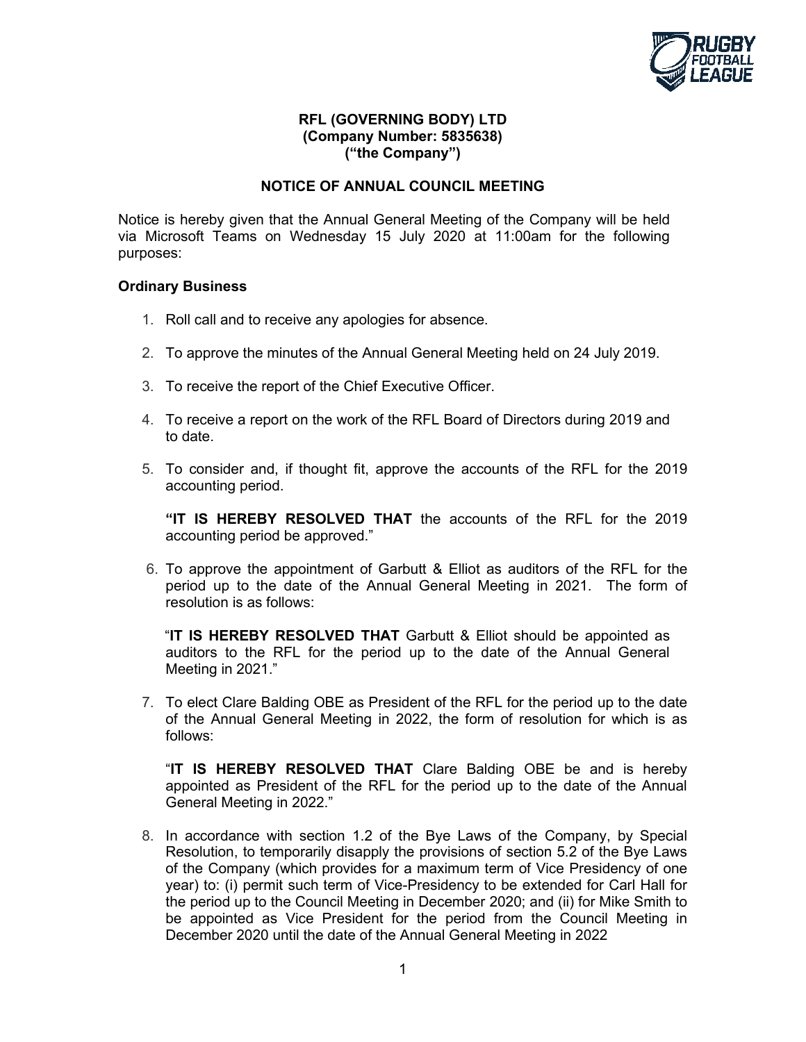**RFL (GOVERNING BODY) LTD**
**(Company Number: 5835638)**
**("the Company")**

## NOTICE OF ANNUAL COUNCIL MEETING

Notice is hereby given that the Annual General Meeting of the Company will be held via Microsoft Teams on Wednesday 15 July 2020 at 11:00am for the following purposes:

**Ordinary Business**

1. Roll call and to receive any apologies for absence.

2. To approve the minutes of the Annual General Meeting held on 24 July 2019.

3. To receive the report of the Chief Executive Officer.

4. To receive a report on the work of the RFL Board of Directors during 2019 and to date.

5. To consider and, if thought fit, approve the accounts of the RFL for the 2019 accounting period.

   **"IT IS HEREBY RESOLVED THAT** the accounts of the RFL for the 2019 accounting period be approved."

6. To approve the appointment of Garbutt & Elliot as auditors of the RFL for the period up to the date of the Annual General Meeting in 2021. The form of resolution is as follows:

   "**IT IS HEREBY RESOLVED THAT** Garbutt & Elliot should be appointed as auditors to the RFL for the period up to the date of the Annual General Meeting in 2021."

7. To elect Clare Balding OBE as President of the RFL for the period up to the date of the Annual General Meeting in 2022, the form of resolution for which is as follows:

   "**IT IS HEREBY RESOLVED THAT** Clare Balding OBE be and is hereby appointed as President of the RFL for the period up to the date of the Annual General Meeting in 2022."

8. In accordance with section 1.2 of the Bye Laws of the Company, by Special Resolution, to temporarily disapply the provisions of section 5.2 of the Bye Laws of the Company (which provides for a maximum term of Vice Presidency of one year) to: (i) permit such term of Vice-Presidency to be extended for Carl Hall for the period up to the Council Meeting in December 2020; and (ii) for Mike Smith to be appointed as Vice President for the period from the Council Meeting in December 2020 until the date of the Annual General Meeting in 2022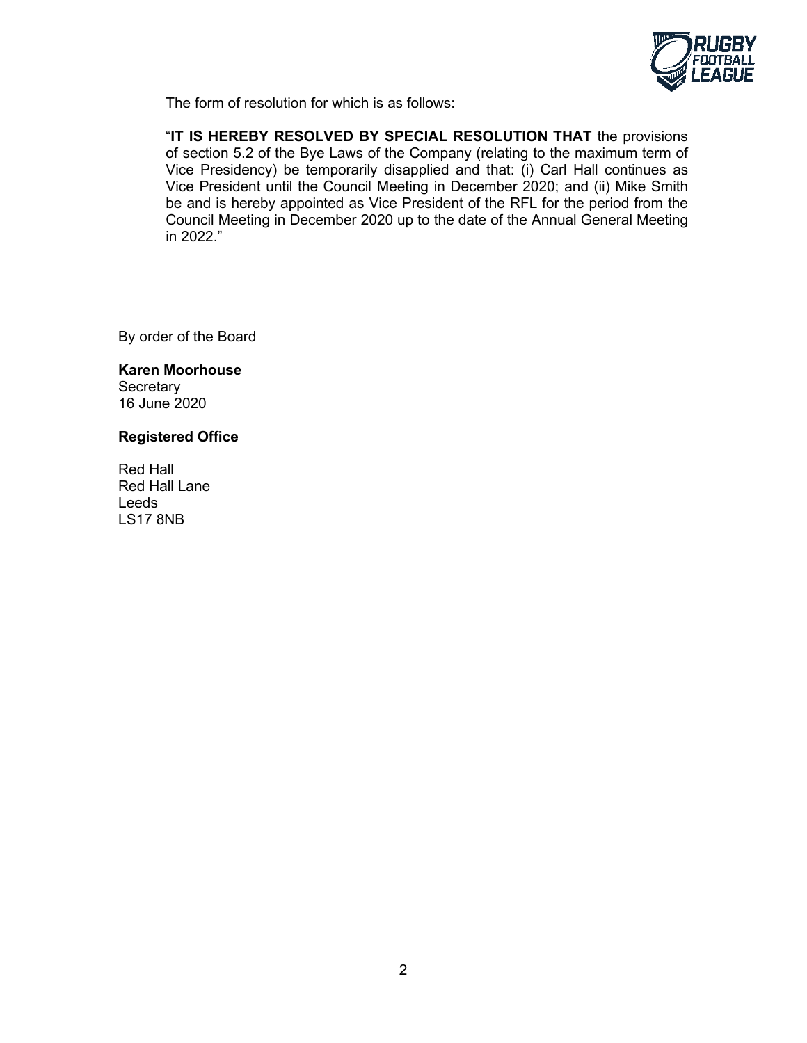The form of resolution for which is as follows:

"**IT IS HEREBY RESOLVED BY SPECIAL RESOLUTION THAT** the provisions of section 5.2 of the Bye Laws of the Company (relating to the maximum term of Vice Presidency) be temporarily disapplied and that: (i) Carl Hall continues as Vice President until the Council Meeting in December 2020; and (ii) Mike Smith be and is hereby appointed as Vice President of the RFL for the period from the Council Meeting in December 2020 up to the date of the Annual General Meeting in 2022."

By order of the Board

**Karen Moorhouse**
Secretary
16 June 2020

**Registered Office**

Red Hall
Red Hall Lane
Leeds
LS17 8NB